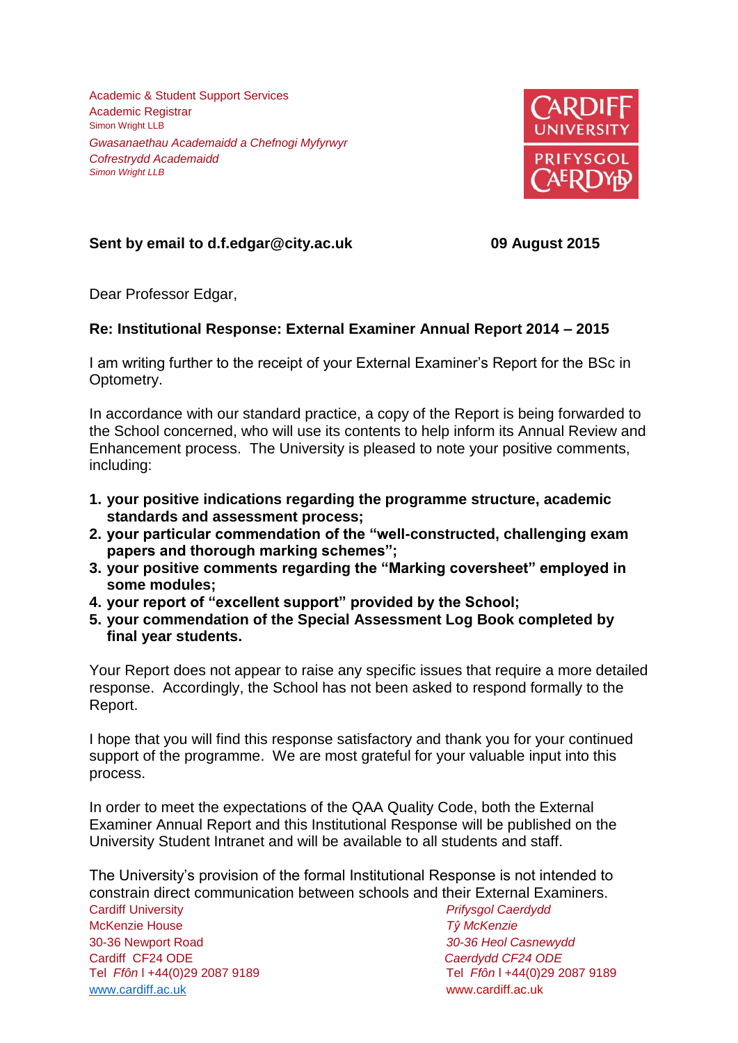Academic & Student Support Services
Academic Registrar
Simon Wright LLB

*Gwasanaethau Academaidd a Chefnogi Myfyrwyr*
*Cofrestrydd Academaidd*
*Simon Wright LLB*

**Sent by email to d.f.edgar@city.ac.uk** **09 August 2015**

Dear Professor Edgar,

**Re: Institutional Response: External Examiner Annual Report 2014 – 2015**

I am writing further to the receipt of your External Examiner's Report for the BSc in Optometry.

In accordance with our standard practice, a copy of the Report is being forwarded to the School concerned, who will use its contents to help inform its Annual Review and Enhancement process. The University is pleased to note your positive comments, including:

1. **your positive indications regarding the programme structure, academic standards and assessment process;**
2. **your particular commendation of the "well-constructed, challenging exam papers and thorough marking schemes";**
3. **your positive comments regarding the "Marking coversheet" employed in some modules;**
4. **your report of "excellent support" provided by the School;**
5. **your commendation of the Special Assessment Log Book completed by final year students.**

Your Report does not appear to raise any specific issues that require a more detailed response. Accordingly, the School has not been asked to respond formally to the Report.

I hope that you will find this response satisfactory and thank you for your continued support of the programme. We are most grateful for your valuable input into this process.

In order to meet the expectations of the QAA Quality Code, both the External Examiner Annual Report and this Institutional Response will be published on the University Student Intranet and will be available to all students and staff.

The University's provision of the formal Institutional Response is not intended to constrain direct communication between schools and their External Examiners.

Cardiff University
McKenzie House
30-36 Newport Road
Cardiff CF24 ODE
Tel *Ffôn* l +44(0)29 2087 9189
www.cardiff.ac.uk

*Prifysgol Caerdydd*
*Tŷ McKenzie*
*30-36 Heol Casnewydd*
*Caerdydd CF24 ODE*
Tel *Ffôn* l +44(0)29 2087 9189
www.cardiff.ac.uk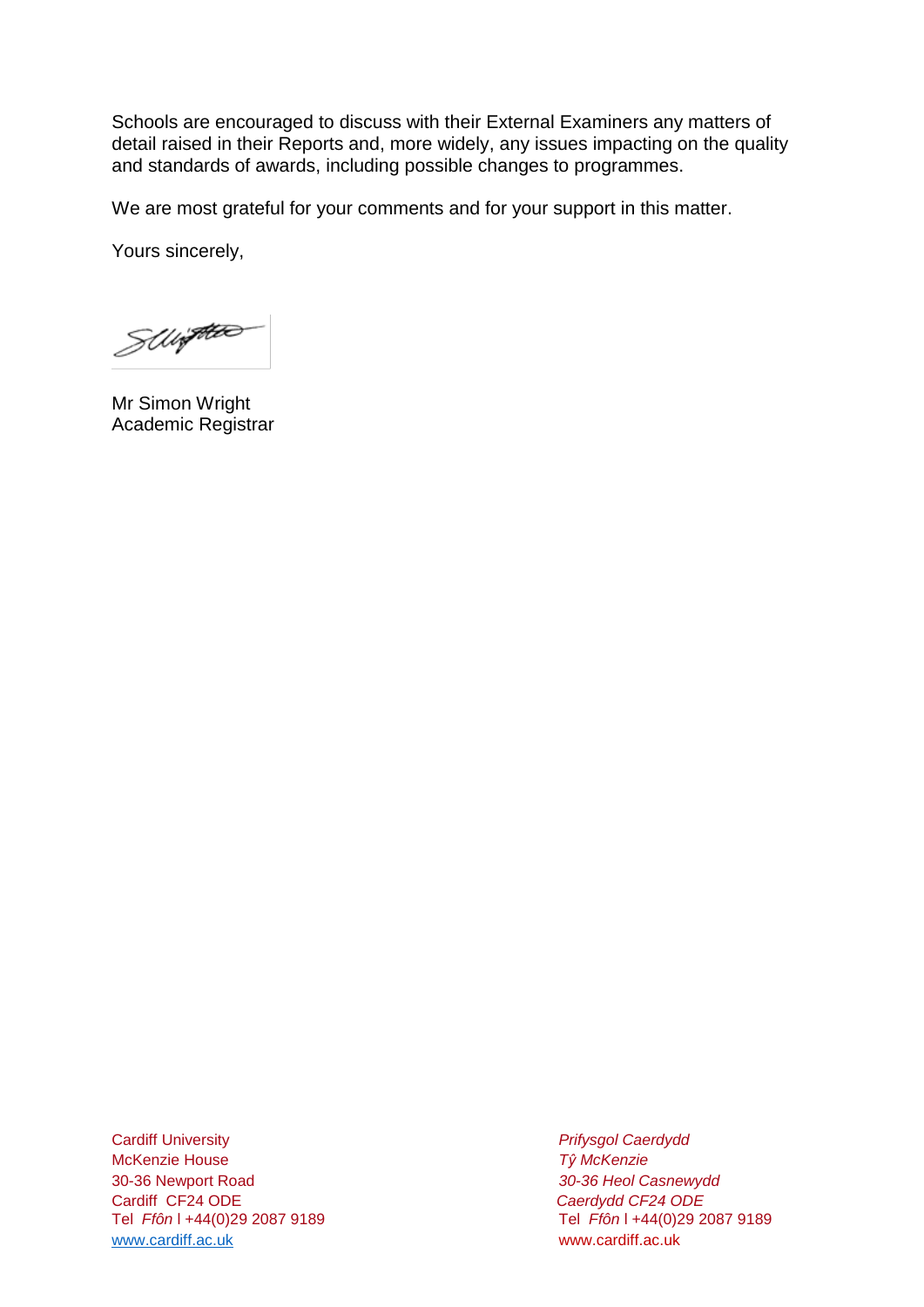Schools are encouraged to discuss with their External Examiners any matters of detail raised in their Reports and, more widely, any issues impacting on the quality and standards of awards, including possible changes to programmes.

We are most grateful for your comments and for your support in this matter.

Yours sincerely,

Mr Simon Wright
Academic Registrar

Cardiff University
McKenzie House
30-36 Newport Road
Cardiff CF24 ODE
Tel *Ffôn* l +44(0)29 2087 9189
www.cardiff.ac.uk

*Prifysgol Caerdydd*
*Tŷ McKenzie*
*30-36 Heol Casnewydd*
*Caerdydd CF24 ODE*
Tel *Ffôn* l +44(0)29 2087 9189
www.cardiff.ac.uk